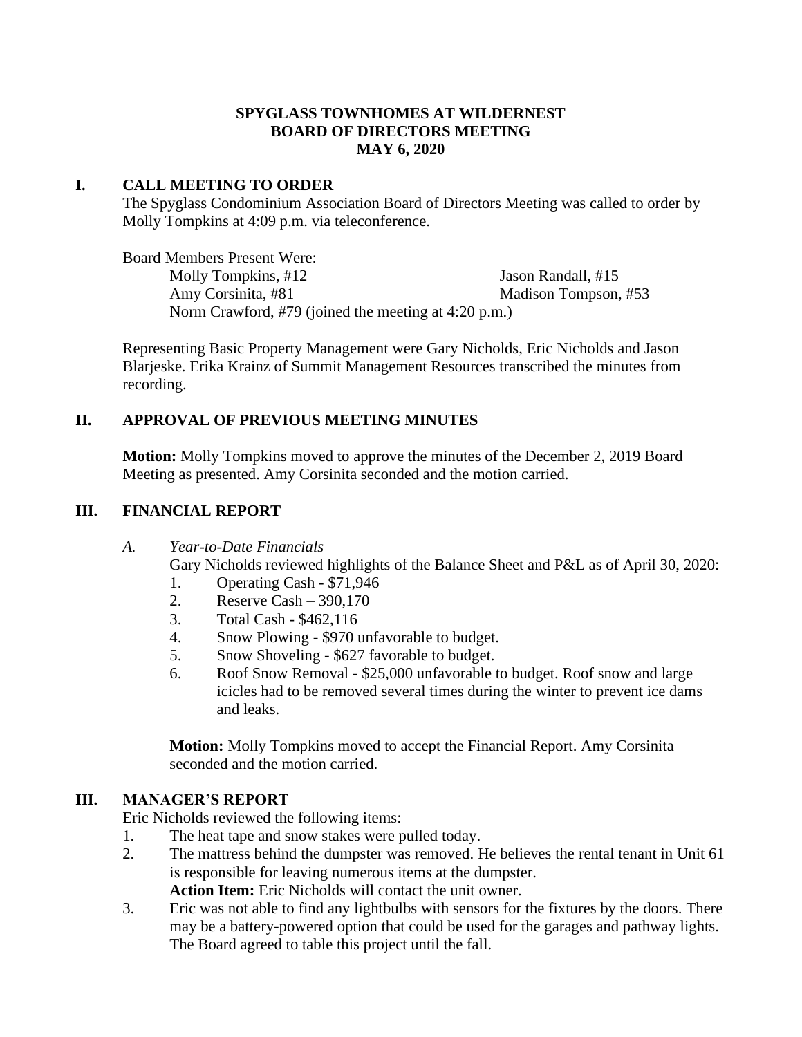# SPYGLASS TOWNHOMES AT WILDERNEST
# BOARD OF DIRECTORS MEETING
# MAY 6, 2020

## I. CALL MEETING TO ORDER

The Spyglass Condominium Association Board of Directors Meeting was called to order by Molly Tompkins at 4:09 p.m. via teleconference.

Board Members Present Were:

Molly Tompkins, #12
Jason Randall, #15
Amy Corsinita, #81
Madison Tompson, #53
Norm Crawford, #79 (joined the meeting at 4:20 p.m.)

Representing Basic Property Management were Gary Nicholds, Eric Nicholds and Jason Blarjeske. Erika Krainz of Summit Management Resources transcribed the minutes from recording.

## II. APPROVAL OF PREVIOUS MEETING MINUTES

**Motion:** Molly Tompkins moved to approve the minutes of the December 2, 2019 Board Meeting as presented. Amy Corsinita seconded and the motion carried.

## III. FINANCIAL REPORT

### A. *Year-to-Date Financials*

Gary Nicholds reviewed highlights of the Balance Sheet and P&L as of April 30, 2020:

1. Operating Cash - $71,946
2. Reserve Cash – 390,170
3. Total Cash - $462,116
4. Snow Plowing - $970 unfavorable to budget.
5. Snow Shoveling - $627 favorable to budget.
6. Roof Snow Removal - $25,000 unfavorable to budget. Roof snow and large icicles had to be removed several times during the winter to prevent ice dams and leaks.

**Motion:** Molly Tompkins moved to accept the Financial Report. Amy Corsinita seconded and the motion carried.

## III. MANAGER'S REPORT

Eric Nicholds reviewed the following items:

1. The heat tape and snow stakes were pulled today.
2. The mattress behind the dumpster was removed. He believes the rental tenant in Unit 61 is responsible for leaving numerous items at the dumpster.
   **Action Item:** Eric Nicholds will contact the unit owner.
3. Eric was not able to find any lightbulbs with sensors for the fixtures by the doors. There may be a battery-powered option that could be used for the garages and pathway lights. The Board agreed to table this project until the fall.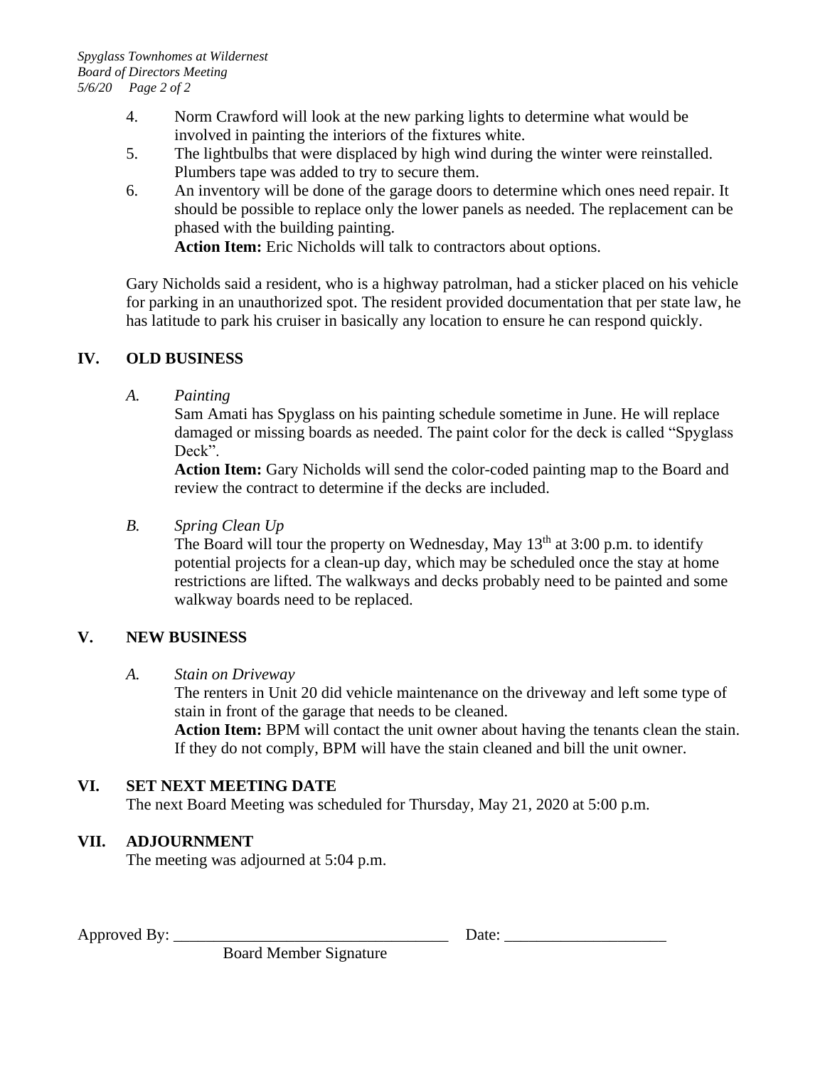4. Norm Crawford will look at the new parking lights to determine what would be involved in painting the interiors of the fixtures white.
5. The lightbulbs that were displaced by high wind during the winter were reinstalled. Plumbers tape was added to try to secure them.
6. An inventory will be done of the garage doors to determine which ones need repair. It should be possible to replace only the lower panels as needed. The replacement can be phased with the building painting.
   **Action Item:** Eric Nicholds will talk to contractors about options.

Gary Nicholds said a resident, who is a highway patrolman, had a sticker placed on his vehicle for parking in an unauthorized spot. The resident provided documentation that per state law, he has latitude to park his cruiser in basically any location to ensure he can respond quickly.

## IV. OLD BUSINESS

*A. Painting*

Sam Amati has Spyglass on his painting schedule sometime in June. He will replace damaged or missing boards as needed. The paint color for the deck is called "Spyglass Deck".

**Action Item:** Gary Nicholds will send the color-coded painting map to the Board and review the contract to determine if the decks are included.

*B. Spring Clean Up*

The Board will tour the property on Wednesday, May 13th at 3:00 p.m. to identify potential projects for a clean-up day, which may be scheduled once the stay at home restrictions are lifted. The walkways and decks probably need to be painted and some walkway boards need to be replaced.

## V. NEW BUSINESS

*A. Stain on Driveway*

The renters in Unit 20 did vehicle maintenance on the driveway and left some type of stain in front of the garage that needs to be cleaned.

**Action Item:** BPM will contact the unit owner about having the tenants clean the stain. If they do not comply, BPM will have the stain cleaned and bill the unit owner.

## VI. SET NEXT MEETING DATE

The next Board Meeting was scheduled for Thursday, May 21, 2020 at 5:00 p.m.

## VII. ADJOURNMENT

The meeting was adjourned at 5:04 p.m.

Approved By: ______________________________ Date: ____________________

Board Member Signature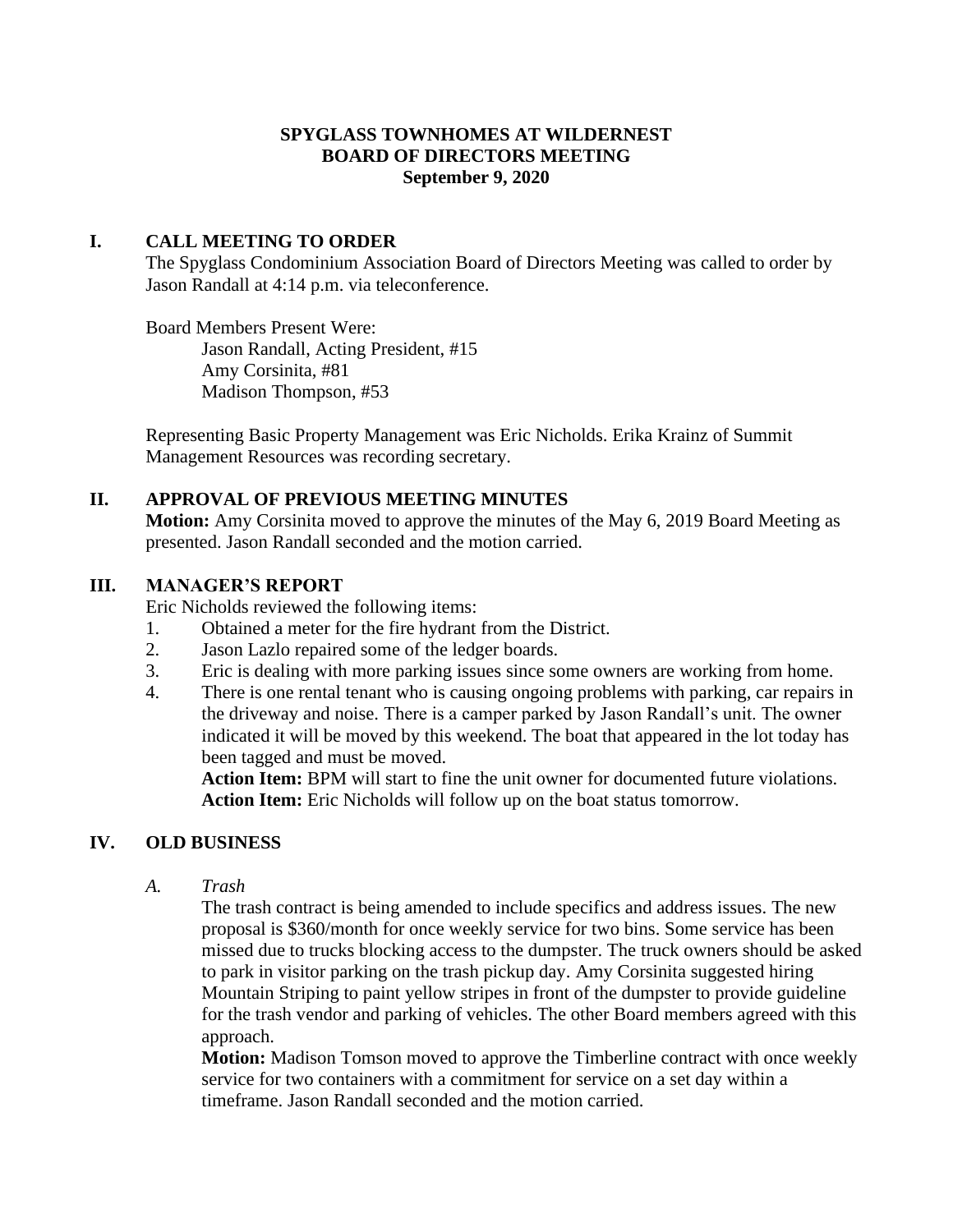**SPYGLASS TOWNHOMES AT WILDERNEST**
**BOARD OF DIRECTORS MEETING**
**September 9, 2020**

## I. CALL MEETING TO ORDER

The Spyglass Condominium Association Board of Directors Meeting was called to order by Jason Randall at 4:14 p.m. via teleconference.

Board Members Present Were:

Jason Randall, Acting President, #15
Amy Corsinita, #81
Madison Thompson, #53

Representing Basic Property Management was Eric Nicholds. Erika Krainz of Summit Management Resources was recording secretary.

## II. APPROVAL OF PREVIOUS MEETING MINUTES

**Motion:** Amy Corsinita moved to approve the minutes of the May 6, 2019 Board Meeting as presented. Jason Randall seconded and the motion carried.

## III. MANAGER'S REPORT

Eric Nicholds reviewed the following items:

1. Obtained a meter for the fire hydrant from the District.
2. Jason Lazlo repaired some of the ledger boards.
3. Eric is dealing with more parking issues since some owners are working from home.
4. There is one rental tenant who is causing ongoing problems with parking, car repairs in the driveway and noise. There is a camper parked by Jason Randall's unit. The owner indicated it will be moved by this weekend. The boat that appeared in the lot today has been tagged and must be moved.

   **Action Item:** BPM will start to fine the unit owner for documented future violations.
   **Action Item:** Eric Nicholds will follow up on the boat status tomorrow.

## IV. OLD BUSINESS

### *A. Trash*

The trash contract is being amended to include specifics and address issues. The new proposal is $360/month for once weekly service for two bins. Some service has been missed due to trucks blocking access to the dumpster. The truck owners should be asked to park in visitor parking on the trash pickup day. Amy Corsinita suggested hiring Mountain Striping to paint yellow stripes in front of the dumpster to provide guideline for the trash vendor and parking of vehicles. The other Board members agreed with this approach.

**Motion:** Madison Tomson moved to approve the Timberline contract with once weekly service for two containers with a commitment for service on a set day within a timeframe. Jason Randall seconded and the motion carried.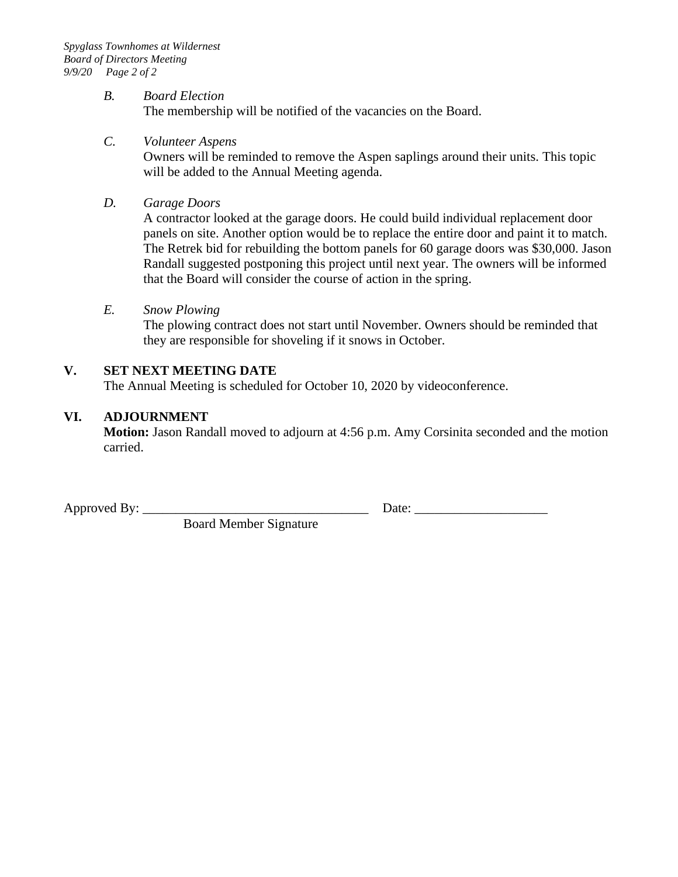*B. Board Election*

The membership will be notified of the vacancies on the Board.

*C. Volunteer Aspens*

Owners will be reminded to remove the Aspen saplings around their units. This topic will be added to the Annual Meeting agenda.

*D. Garage Doors*

A contractor looked at the garage doors. He could build individual replacement door panels on site. Another option would be to replace the entire door and paint it to match. The Retrek bid for rebuilding the bottom panels for 60 garage doors was $30,000. Jason Randall suggested postponing this project until next year. The owners will be informed that the Board will consider the course of action in the spring.

*E. Snow Plowing*

The plowing contract does not start until November. Owners should be reminded that they are responsible for shoveling if it snows in October.

## V. SET NEXT MEETING DATE

The Annual Meeting is scheduled for October 10, 2020 by videoconference.

## VI. ADJOURNMENT

**Motion:** Jason Randall moved to adjourn at 4:56 p.m. Amy Corsinita seconded and the motion carried.

Approved By: ___________________________________ Date: ____________________

Board Member Signature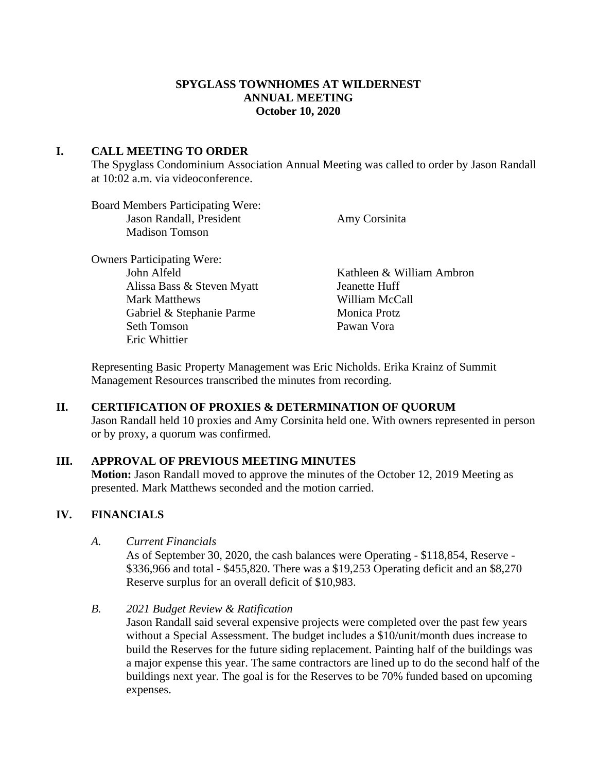**SPYGLASS TOWNHOMES AT WILDERNEST**
**ANNUAL MEETING**
**October 10, 2020**

## I. CALL MEETING TO ORDER

The Spyglass Condominium Association Annual Meeting was called to order by Jason Randall at 10:02 a.m. via videoconference.

Board Members Participating Were:

- Jason Randall, President
- Amy Corsinita
- Madison Tomson

Owners Participating Were:

- John Alfeld
- Kathleen & William Ambron
- Alissa Bass & Steven Myatt
- Jeanette Huff
- Mark Matthews
- William McCall
- Gabriel & Stephanie Parme
- Monica Protz
- Seth Tomson
- Pawan Vora
- Eric Whittier

Representing Basic Property Management was Eric Nicholds. Erika Krainz of Summit Management Resources transcribed the minutes from recording.

## II. CERTIFICATION OF PROXIES & DETERMINATION OF QUORUM

Jason Randall held 10 proxies and Amy Corsinita held one. With owners represented in person or by proxy, a quorum was confirmed.

## III. APPROVAL OF PREVIOUS MEETING MINUTES

**Motion:** Jason Randall moved to approve the minutes of the October 12, 2019 Meeting as presented. Mark Matthews seconded and the motion carried.

## IV. FINANCIALS

### A. *Current Financials*

As of September 30, 2020, the cash balances were Operating - $118,854, Reserve - $336,966 and total - $455,820. There was a $19,253 Operating deficit and an $8,270 Reserve surplus for an overall deficit of $10,983.

### B. *2021 Budget Review & Ratification*

Jason Randall said several expensive projects were completed over the past few years without a Special Assessment. The budget includes a $10/unit/month dues increase to build the Reserves for the future siding replacement. Painting half of the buildings was a major expense this year. The same contractors are lined up to do the second half of the buildings next year. The goal is for the Reserves to be 70% funded based on upcoming expenses.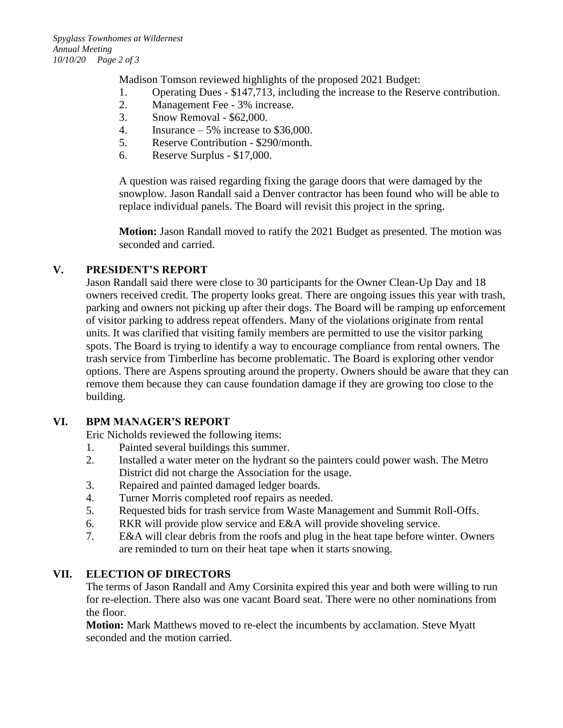Madison Tomson reviewed highlights of the proposed 2021 Budget:

1. Operating Dues - $147,713, including the increase to the Reserve contribution.
2. Management Fee - 3% increase.
3. Snow Removal - $62,000.
4. Insurance – 5% increase to $36,000.
5. Reserve Contribution - $290/month.
6. Reserve Surplus - $17,000.

A question was raised regarding fixing the garage doors that were damaged by the snowplow. Jason Randall said a Denver contractor has been found who will be able to replace individual panels. The Board will revisit this project in the spring.

**Motion:** Jason Randall moved to ratify the 2021 Budget as presented. The motion was seconded and carried.

## V. PRESIDENT'S REPORT

Jason Randall said there were close to 30 participants for the Owner Clean-Up Day and 18 owners received credit. The property looks great. There are ongoing issues this year with trash, parking and owners not picking up after their dogs. The Board will be ramping up enforcement of visitor parking to address repeat offenders. Many of the violations originate from rental units. It was clarified that visiting family members are permitted to use the visitor parking spots. The Board is trying to identify a way to encourage compliance from rental owners. The trash service from Timberline has become problematic. The Board is exploring other vendor options. There are Aspens sprouting around the property. Owners should be aware that they can remove them because they can cause foundation damage if they are growing too close to the building.

## VI. BPM MANAGER'S REPORT

Eric Nicholds reviewed the following items:

1. Painted several buildings this summer.
2. Installed a water meter on the hydrant so the painters could power wash. The Metro District did not charge the Association for the usage.
3. Repaired and painted damaged ledger boards.
4. Turner Morris completed roof repairs as needed.
5. Requested bids for trash service from Waste Management and Summit Roll-Offs.
6. RKR will provide plow service and E&A will provide shoveling service.
7. E&A will clear debris from the roofs and plug in the heat tape before winter. Owners are reminded to turn on their heat tape when it starts snowing.

## VII. ELECTION OF DIRECTORS

The terms of Jason Randall and Amy Corsinita expired this year and both were willing to run for re-election. There also was one vacant Board seat. There were no other nominations from the floor.

**Motion:** Mark Matthews moved to re-elect the incumbents by acclamation. Steve Myatt seconded and the motion carried.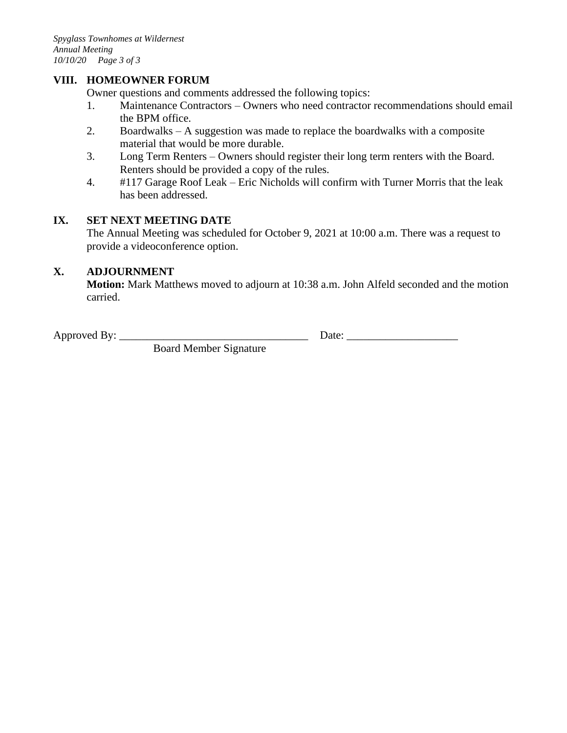## VIII. HOMEOWNER FORUM

Owner questions and comments addressed the following topics:

1. Maintenance Contractors – Owners who need contractor recommendations should email the BPM office.
2. Boardwalks – A suggestion was made to replace the boardwalks with a composite material that would be more durable.
3. Long Term Renters – Owners should register their long term renters with the Board. Renters should be provided a copy of the rules.
4. #117 Garage Roof Leak – Eric Nicholds will confirm with Turner Morris that the leak has been addressed.

## IX. SET NEXT MEETING DATE

The Annual Meeting was scheduled for October 9, 2021 at 10:00 a.m. There was a request to provide a videoconference option.

## X. ADJOURNMENT

**Motion:** Mark Matthews moved to adjourn at 10:38 a.m. John Alfeld seconded and the motion carried.

Approved By: ___________________________________ Date: ____________________

Board Member Signature